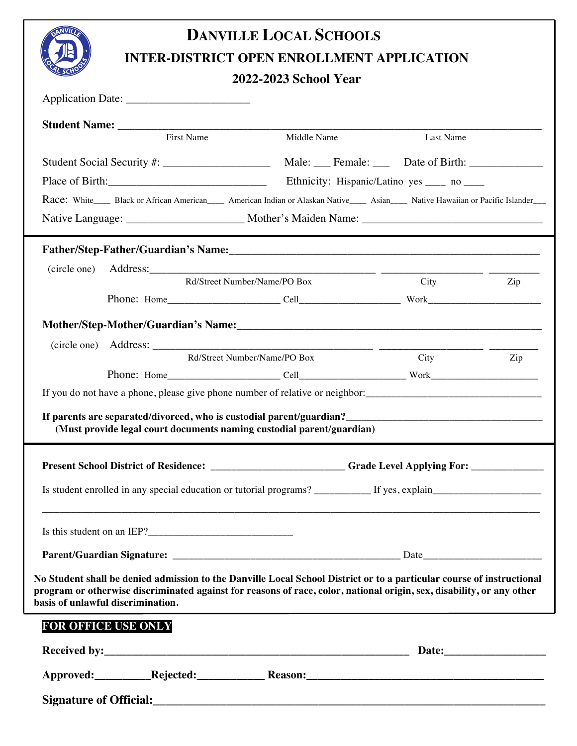# DANVILLE LOCAL SCHOOLS

## INTER-DISTRICT OPEN ENROLLMENT APPLICATION

### 2022-2023 School Year

Application Date: ______________________

**Student Name:** ______________________________________________________________________
First Name Middle Name Last Name

Student Social Security #: ___________________ Male: ___ Female: ___ Date of Birth: _____________

Place of Birth:____________________________ Ethnicity: Hispanic/Latino yes ____ no ____

Race: White____ Black or African American____ American Indian or Alaskan Native____ Asian____ Native Hawaiian or Pacific Islander___

Native Language: _____________________ Mother's Maiden Name: ________________________________

**Father/Step-Father/Guardian's Name:**_______________________________________________________

(circle one) Address:_________________________________________ __________________ _________
Rd/Street Number/Name/PO Box City Zip

Phone: Home_____________________ Cell___________________ Work______________________

**Mother/Step-Mother/Guardian's Name:**_____________________________________________________

(circle one) Address: ________________________________________ __________________ _________
Rd/Street Number/Name/PO Box City Zip

Phone: Home_____________________ Cell____________________ Work____________________

If you do not have a phone, please give phone number of relative or neighbor:________________________________

**If parents are separated/divorced, who is custodial parent/guardian?**____________________________________
**(Must provide legal court documents naming custodial parent/guardian)**

**Present School District of Residence:** _________________________ **Grade Level Applying For:** _____________

Is student enrolled in any special education or tutorial programs? __________ If yes, explain____________________

______________________________________________________________________________________________

Is this student on an IEP?___________________________

**Parent/Guardian Signature:** ___________________________________________ Date_______________________

**No Student shall be denied admission to the Danville Local School District or to a particular course of instructional program or otherwise discriminated against for reasons of race, color, national origin, sex, disability, or any other basis of unlawful discrimination.**

**FOR OFFICE USE ONLY**

**Received by:**________________________________________________________ **Date:**_________________

**Approved:**_________**Rejected:**___________ **Reason:**__________________________________________

**Signature of Official:**_________________________________________________________________________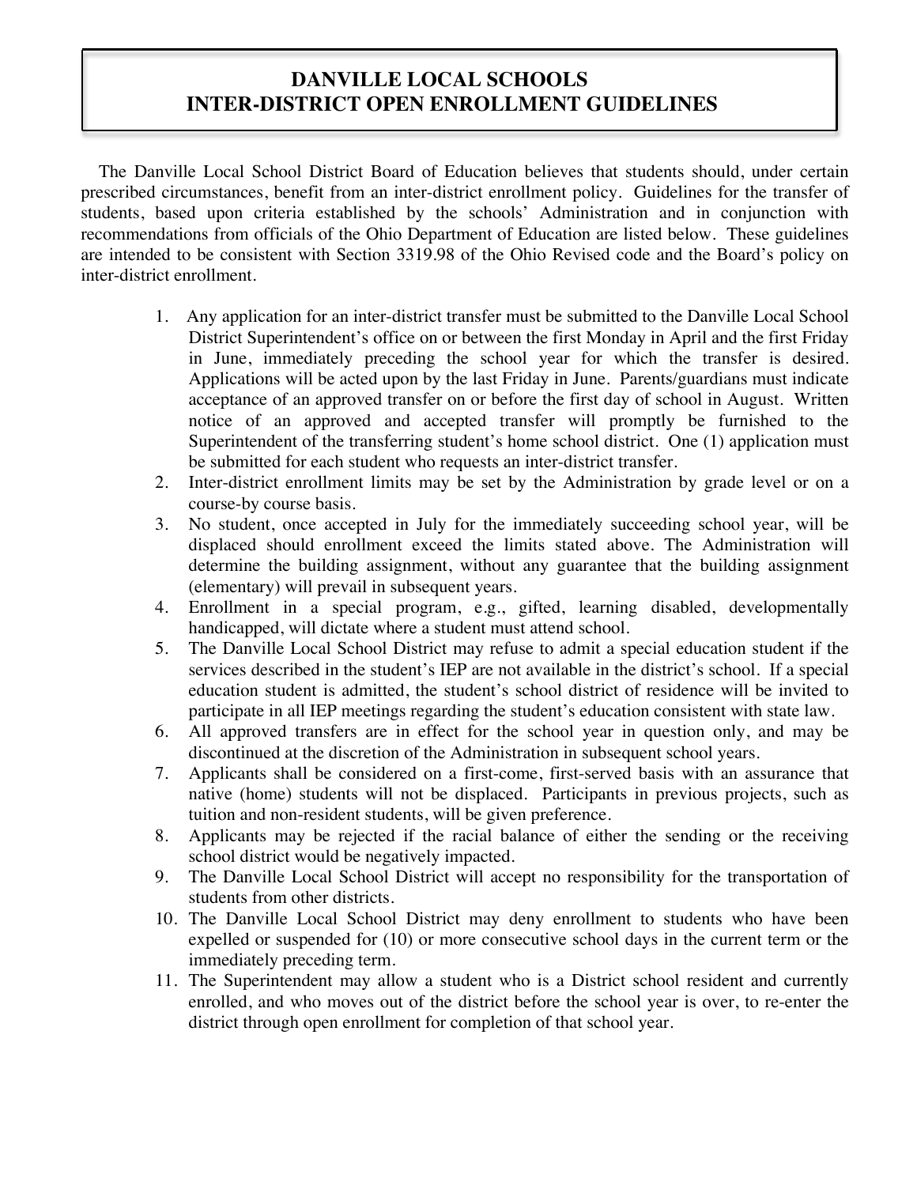# DANVILLE LOCAL SCHOOLS
# INTER-DISTRICT OPEN ENROLLMENT GUIDELINES

The Danville Local School District Board of Education believes that students should, under certain prescribed circumstances, benefit from an inter-district enrollment policy. Guidelines for the transfer of students, based upon criteria established by the schools' Administration and in conjunction with recommendations from officials of the Ohio Department of Education are listed below. These guidelines are intended to be consistent with Section 3319.98 of the Ohio Revised code and the Board's policy on inter-district enrollment.

1. Any application for an inter-district transfer must be submitted to the Danville Local School District Superintendent's office on or between the first Monday in April and the first Friday in June, immediately preceding the school year for which the transfer is desired. Applications will be acted upon by the last Friday in June. Parents/guardians must indicate acceptance of an approved transfer on or before the first day of school in August. Written notice of an approved and accepted transfer will promptly be furnished to the Superintendent of the transferring student's home school district. One (1) application must be submitted for each student who requests an inter-district transfer.
2. Inter-district enrollment limits may be set by the Administration by grade level or on a course-by course basis.
3. No student, once accepted in July for the immediately succeeding school year, will be displaced should enrollment exceed the limits stated above. The Administration will determine the building assignment, without any guarantee that the building assignment (elementary) will prevail in subsequent years.
4. Enrollment in a special program, e.g., gifted, learning disabled, developmentally handicapped, will dictate where a student must attend school.
5. The Danville Local School District may refuse to admit a special education student if the services described in the student's IEP are not available in the district's school. If a special education student is admitted, the student's school district of residence will be invited to participate in all IEP meetings regarding the student's education consistent with state law.
6. All approved transfers are in effect for the school year in question only, and may be discontinued at the discretion of the Administration in subsequent school years.
7. Applicants shall be considered on a first-come, first-served basis with an assurance that native (home) students will not be displaced. Participants in previous projects, such as tuition and non-resident students, will be given preference.
8. Applicants may be rejected if the racial balance of either the sending or the receiving school district would be negatively impacted.
9. The Danville Local School District will accept no responsibility for the transportation of students from other districts.
10. The Danville Local School District may deny enrollment to students who have been expelled or suspended for (10) or more consecutive school days in the current term or the immediately preceding term.
11. The Superintendent may allow a student who is a District school resident and currently enrolled, and who moves out of the district before the school year is over, to re-enter the district through open enrollment for completion of that school year.